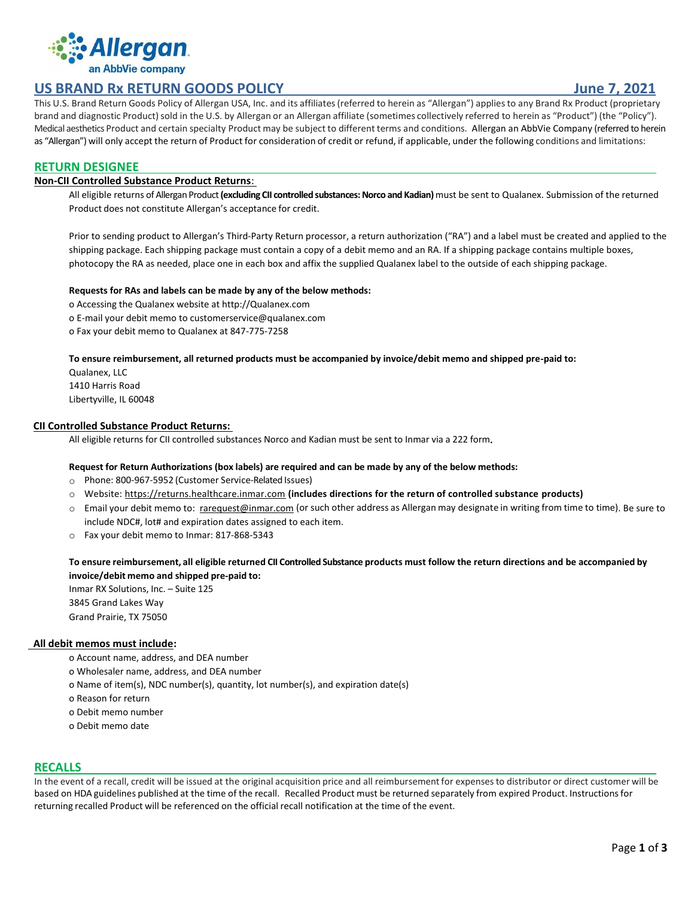Allergan
an AbbVie company

# US BRAND Rx RETURN GOODS POLICY

**June 7, 2021**

This U.S. Brand Return Goods Policy of Allergan USA, Inc. and its affiliates (referred to herein as "Allergan") applies to any Brand Rx Product (proprietary brand and diagnostic Product) sold in the U.S. by Allergan or an Allergan affiliate (sometimes collectively referred to herein as "Product") (the "Policy"). Medical aesthetics Product and certain specialty Product may be subject to different terms and conditions. Allergan an AbbVie Company (referred to herein as "Allergan") will only accept the return of Product for consideration of credit or refund, if applicable, under the following conditions and limitations:

## RETURN DESIGNEE

### Non-CII Controlled Substance Product Returns:

All eligible returns of Allergan Product **(excluding CII controlled substances: Norco and Kadian)** must be sent to Qualanex. Submission of the returned Product does not constitute Allergan's acceptance for credit.

Prior to sending product to Allergan's Third-Party Return processor, a return authorization ("RA") and a label must be created and applied to the shipping package. Each shipping package must contain a copy of a debit memo and an RA. If a shipping package contains multiple boxes, photocopy the RA as needed, place one in each box and affix the supplied Qualanex label to the outside of each shipping package.

**Requests for RAs and labels can be made by any of the below methods:**

- Accessing the Qualanex website at http://Qualanex.com
- E-mail your debit memo to customerservice@qualanex.com
- Fax your debit memo to Qualanex at 847-775-7258

**To ensure reimbursement, all returned products must be accompanied by invoice/debit memo and shipped pre-paid to:**

Qualanex, LLC
1410 Harris Road
Libertyville, IL 60048

### CII Controlled Substance Product Returns:

All eligible returns for CII controlled substances Norco and Kadian must be sent to Inmar via a 222 form.

**Request for Return Authorizations (box labels) are required and can be made by any of the below methods:**

- Phone: 800-967-5952 (Customer Service-Related Issues)
- Website: https://returns.healthcare.inmar.com **(includes directions for the return of controlled substance products)**
- Email your debit memo to: rarequest@inmar.com (or such other address as Allergan may designate in writing from time to time). Be sure to include NDC#, lot# and expiration dates assigned to each item.
- Fax your debit memo to Inmar: 817-868-5343

**To ensure reimbursement, all eligible returned CII Controlled Substance products must follow the return directions and be accompanied by invoice/debit memo and shipped pre-paid to:**

Inmar RX Solutions, Inc. – Suite 125
3845 Grand Lakes Way
Grand Prairie, TX 75050

### All debit memos must include:

- Account name, address, and DEA number
- Wholesaler name, address, and DEA number
- Name of item(s), NDC number(s), quantity, lot number(s), and expiration date(s)
- Reason for return
- Debit memo number
- Debit memo date

## RECALLS

In the event of a recall, credit will be issued at the original acquisition price and all reimbursement for expenses to distributor or direct customer will be based on HDA guidelines published at the time of the recall. Recalled Product must be returned separately from expired Product. Instructions for returning recalled Product will be referenced on the official recall notification at the time of the event.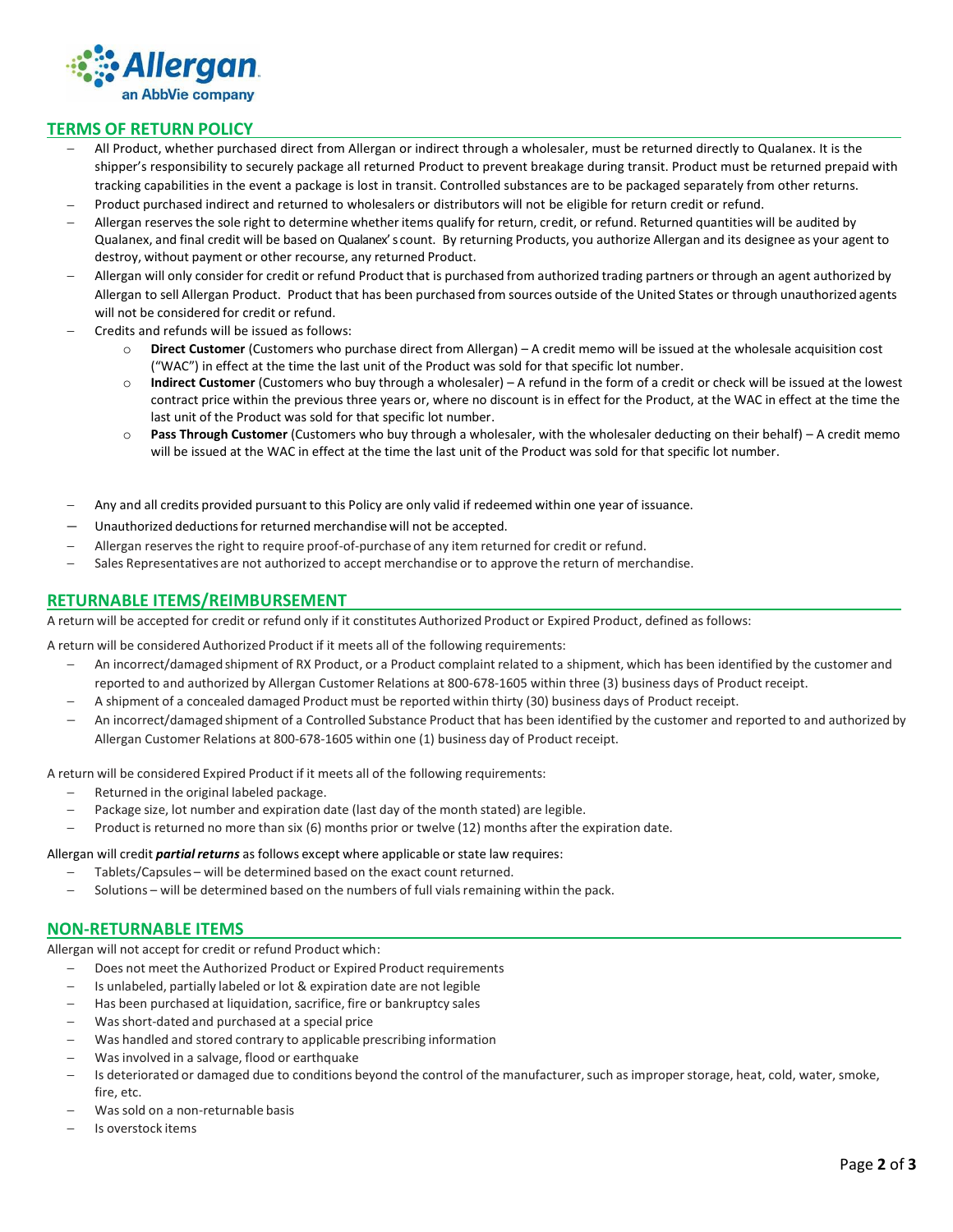## TERMS OF RETURN POLICY

- All Product, whether purchased direct from Allergan or indirect through a wholesaler, must be returned directly to Qualanex. It is the shipper's responsibility to securely package all returned Product to prevent breakage during transit. Product must be returned prepaid with tracking capabilities in the event a package is lost in transit. Controlled substances are to be packaged separately from other returns.
- Product purchased indirect and returned to wholesalers or distributors will not be eligible for return credit or refund.
- Allergan reserves the sole right to determine whether items qualify for return, credit, or refund. Returned quantities will be audited by Qualanex, and final credit will be based on Qualanex's count. By returning Products, you authorize Allergan and its designee as your agent to destroy, without payment or other recourse, any returned Product.
- Allergan will only consider for credit or refund Product that is purchased from authorized trading partners or through an agent authorized by Allergan to sell Allergan Product. Product that has been purchased from sources outside of the United States or through unauthorized agents will not be considered for credit or refund.
- Credits and refunds will be issued as follows:
  - **Direct Customer** (Customers who purchase direct from Allergan) – A credit memo will be issued at the wholesale acquisition cost ("WAC") in effect at the time the last unit of the Product was sold for that specific lot number.
  - **Indirect Customer** (Customers who buy through a wholesaler) – A refund in the form of a credit or check will be issued at the lowest contract price within the previous three years or, where no discount is in effect for the Product, at the WAC in effect at the time the last unit of the Product was sold for that specific lot number.
  - **Pass Through Customer** (Customers who buy through a wholesaler, with the wholesaler deducting on their behalf) – A credit memo will be issued at the WAC in effect at the time the last unit of the Product was sold for that specific lot number.
- Any and all credits provided pursuant to this Policy are only valid if redeemed within one year of issuance.
- Unauthorized deductions for returned merchandise will not be accepted.
- Allergan reserves the right to require proof-of-purchase of any item returned for credit or refund.
- Sales Representatives are not authorized to accept merchandise or to approve the return of merchandise.

## RETURNABLE ITEMS/REIMBURSEMENT

A return will be accepted for credit or refund only if it constitutes Authorized Product or Expired Product, defined as follows:

A return will be considered Authorized Product if it meets all of the following requirements:

- An incorrect/damaged shipment of RX Product, or a Product complaint related to a shipment, which has been identified by the customer and reported to and authorized by Allergan Customer Relations at 800-678-1605 within three (3) business days of Product receipt.
- A shipment of a concealed damaged Product must be reported within thirty (30) business days of Product receipt.
- An incorrect/damaged shipment of a Controlled Substance Product that has been identified by the customer and reported to and authorized by Allergan Customer Relations at 800-678-1605 within one (1) business day of Product receipt.

A return will be considered Expired Product if it meets all of the following requirements:

- Returned in the original labeled package.
- Package size, lot number and expiration date (last day of the month stated) are legible.
- Product is returned no more than six (6) months prior or twelve (12) months after the expiration date.

Allergan will credit ***partial returns*** as follows except where applicable or state law requires:

- Tablets/Capsules – will be determined based on the exact count returned.
- Solutions – will be determined based on the numbers of full vials remaining within the pack.

## NON-RETURNABLE ITEMS

Allergan will not accept for credit or refund Product which:

- Does not meet the Authorized Product or Expired Product requirements
- Is unlabeled, partially labeled or lot & expiration date are not legible
- Has been purchased at liquidation, sacrifice, fire or bankruptcy sales
- Was short-dated and purchased at a special price
- Was handled and stored contrary to applicable prescribing information
- Was involved in a salvage, flood or earthquake
- Is deteriorated or damaged due to conditions beyond the control of the manufacturer, such as improper storage, heat, cold, water, smoke, fire, etc.
- Was sold on a non-returnable basis
- Is overstock items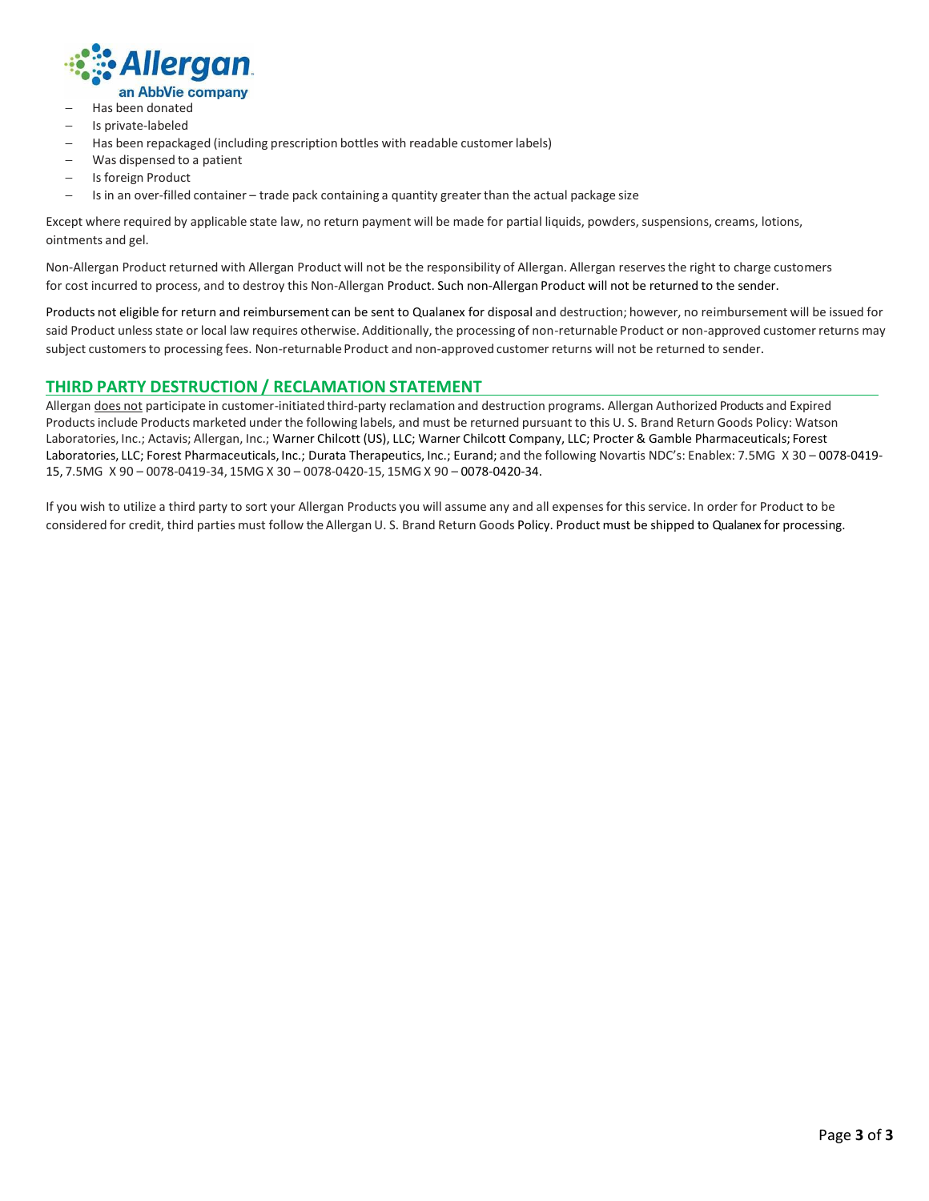- Has been donated
- Is private-labeled
- Has been repackaged (including prescription bottles with readable customer labels)
- Was dispensed to a patient
- Is foreign Product
- Is in an over-filled container – trade pack containing a quantity greater than the actual package size

Except where required by applicable state law, no return payment will be made for partial liquids, powders, suspensions, creams, lotions, ointments and gel.

Non-Allergan Product returned with Allergan Product will not be the responsibility of Allergan. Allergan reserves the right to charge customers for cost incurred to process, and to destroy this Non-Allergan Product. Such non-Allergan Product will not be returned to the sender.

Products not eligible for return and reimbursement can be sent to Qualanex for disposal and destruction; however, no reimbursement will be issued for said Product unless state or local law requires otherwise. Additionally, the processing of non-returnable Product or non-approved customer returns may subject customers to processing fees. Non-returnable Product and non-approved customer returns will not be returned to sender.

## THIRD PARTY DESTRUCTION / RECLAMATION STATEMENT

Allergan does not participate in customer-initiated third-party reclamation and destruction programs. Allergan Authorized Products and Expired Products include Products marketed under the following labels, and must be returned pursuant to this U. S. Brand Return Goods Policy: Watson Laboratories, Inc.; Actavis; Allergan, Inc.; Warner Chilcott (US), LLC; Warner Chilcott Company, LLC; Procter & Gamble Pharmaceuticals; Forest Laboratories, LLC; Forest Pharmaceuticals, Inc.; Durata Therapeutics, Inc.; Eurand; and the following Novartis NDC's: Enablex: 7.5MG X 30 – 0078-0419-15, 7.5MG X 90 – 0078-0419-34, 15MG X 30 – 0078-0420-15, 15MG X 90 – 0078-0420-34.

If you wish to utilize a third party to sort your Allergan Products you will assume any and all expenses for this service. In order for Product to be considered for credit, third parties must follow the Allergan U. S. Brand Return Goods Policy. Product must be shipped to Qualanex for processing.